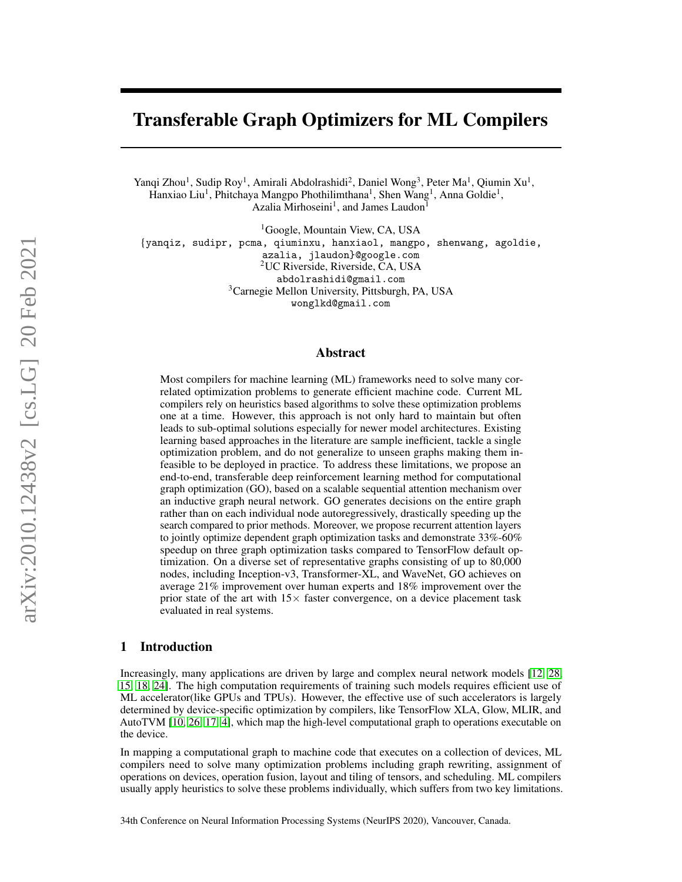# Transferable Graph Optimizers for ML Compilers

Yanqi Zhou[1], Sudip Roy[1], Amirali Abdolrashidi[2], Daniel Wong[3], Peter Ma[1], Qiumin Xu[1], Hanxiao Liu[1], Phitchaya Mangpo Phothilimthana[1], Shen Wang[1], Anna Goldie[1], Azalia Mirhoseini[1], and James Laudon[1]

[1]Google, Mountain View, CA, USA
{yanqiz, sudipr, pcma, qiuminxu, hanxiaol, mangpo, shenwang, agoldie, azalia, jlaudon}@google.com
[2]UC Riverside, Riverside, CA, USA
abdolrashidi@gmail.com
[3]Carnegie Mellon University, Pittsburgh, PA, USA
wonglkd@gmail.com

## Abstract

Most compilers for machine learning (ML) frameworks need to solve many correlated optimization problems to generate efficient machine code. Current ML compilers rely on heuristics based algorithms to solve these optimization problems one at a time. However, this approach is not only hard to maintain but often leads to sub-optimal solutions especially for newer model architectures. Existing learning based approaches in the literature are sample inefficient, tackle a single optimization problem, and do not generalize to unseen graphs making them infeasible to be deployed in practice. To address these limitations, we propose an end-to-end, transferable deep reinforcement learning method for computational graph optimization (GO), based on a scalable sequential attention mechanism over an inductive graph neural network. GO generates decisions on the entire graph rather than on each individual node autoregressively, drastically speeding up the search compared to prior methods. Moreover, we propose recurrent attention layers to jointly optimize dependent graph optimization tasks and demonstrate 33%-60% speedup on three graph optimization tasks compared to TensorFlow default optimization. On a diverse set of representative graphs consisting of up to 80,000 nodes, including Inception-v3, Transformer-XL, and WaveNet, GO achieves on average 21% improvement over human experts and 18% improvement over the prior state of the art with 15× faster convergence, on a device placement task evaluated in real systems.

## 1 Introduction

Increasingly, many applications are driven by large and complex neural network models [12, 28, 15, 18, 24]. The high computation requirements of training such models requires efficient use of ML accelerator(like GPUs and TPUs). However, the effective use of such accelerators is largely determined by device-specific optimization by compilers, like TensorFlow XLA, Glow, MLIR, and AutoTVM [10, 26, 17, 4], which map the high-level computational graph to operations executable on the device.

In mapping a computational graph to machine code that executes on a collection of devices, ML compilers need to solve many optimization problems including graph rewriting, assignment of operations on devices, operation fusion, layout and tiling of tensors, and scheduling. ML compilers usually apply heuristics to solve these problems individually, which suffers from two key limitations.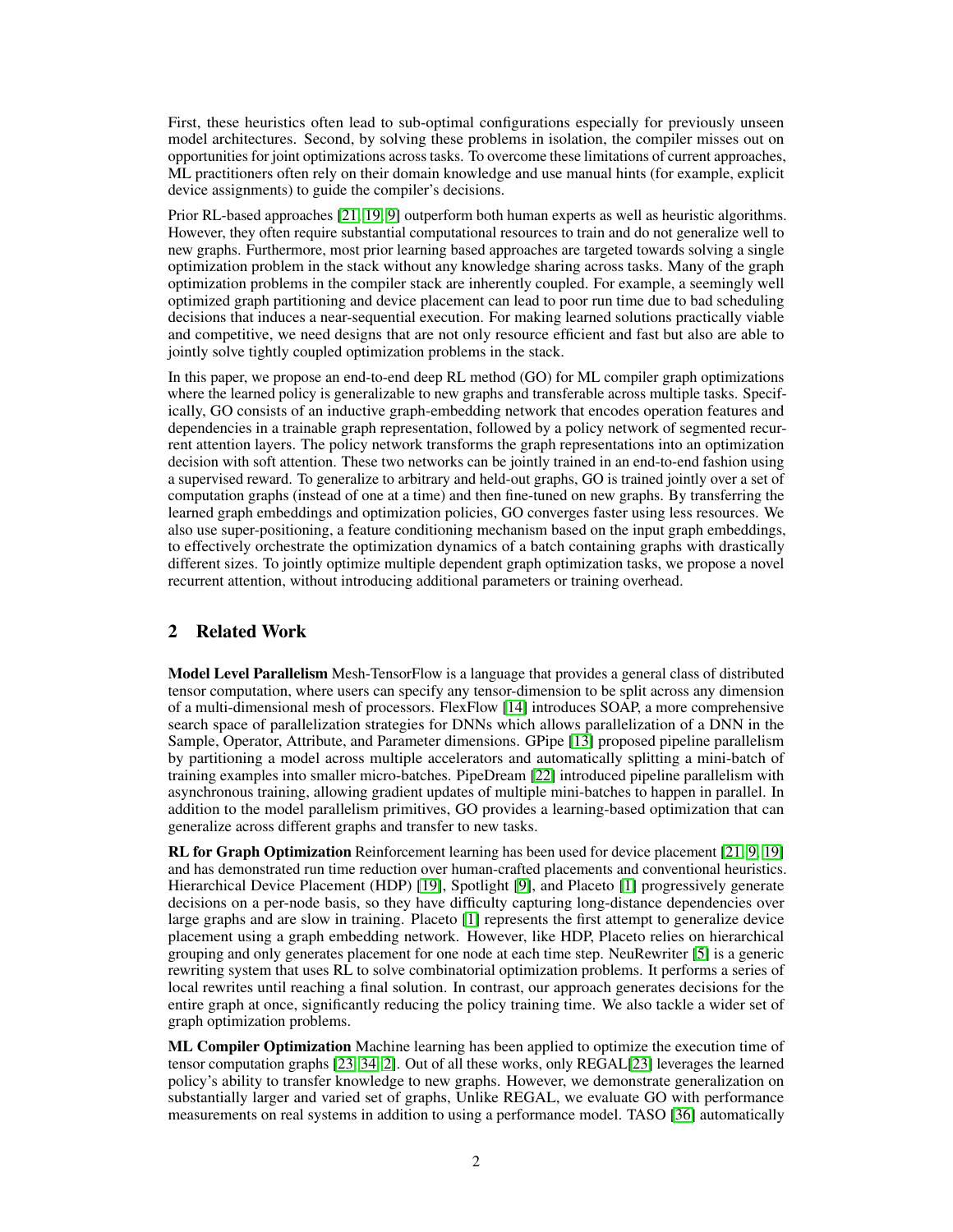First, these heuristics often lead to sub-optimal configurations especially for previously unseen model architectures. Second, by solving these problems in isolation, the compiler misses out on opportunities for joint optimizations across tasks. To overcome these limitations of current approaches, ML practitioners often rely on their domain knowledge and use manual hints (for example, explicit device assignments) to guide the compiler's decisions.

Prior RL-based approaches [21, 19, 9] outperform both human experts as well as heuristic algorithms. However, they often require substantial computational resources to train and do not generalize well to new graphs. Furthermore, most prior learning based approaches are targeted towards solving a single optimization problem in the stack without any knowledge sharing across tasks. Many of the graph optimization problems in the compiler stack are inherently coupled. For example, a seemingly well optimized graph partitioning and device placement can lead to poor run time due to bad scheduling decisions that induces a near-sequential execution. For making learned solutions practically viable and competitive, we need designs that are not only resource efficient and fast but also are able to jointly solve tightly coupled optimization problems in the stack.

In this paper, we propose an end-to-end deep RL method (GO) for ML compiler graph optimizations where the learned policy is generalizable to new graphs and transferable across multiple tasks. Specifically, GO consists of an inductive graph-embedding network that encodes operation features and dependencies in a trainable graph representation, followed by a policy network of segmented recurrent attention layers. The policy network transforms the graph representations into an optimization decision with soft attention. These two networks can be jointly trained in an end-to-end fashion using a supervised reward. To generalize to arbitrary and held-out graphs, GO is trained jointly over a set of computation graphs (instead of one at a time) and then fine-tuned on new graphs. By transferring the learned graph embeddings and optimization policies, GO converges faster using less resources. We also use super-positioning, a feature conditioning mechanism based on the input graph embeddings, to effectively orchestrate the optimization dynamics of a batch containing graphs with drastically different sizes. To jointly optimize multiple dependent graph optimization tasks, we propose a novel recurrent attention, without introducing additional parameters or training overhead.

## 2 Related Work

**Model Level Parallelism** Mesh-TensorFlow is a language that provides a general class of distributed tensor computation, where users can specify any tensor-dimension to be split across any dimension of a multi-dimensional mesh of processors. FlexFlow [14] introduces SOAP, a more comprehensive search space of parallelization strategies for DNNs which allows parallelization of a DNN in the Sample, Operator, Attribute, and Parameter dimensions. GPipe [13] proposed pipeline parallelism by partitioning a model across multiple accelerators and automatically splitting a mini-batch of training examples into smaller micro-batches. PipeDream [22] introduced pipeline parallelism with asynchronous training, allowing gradient updates of multiple mini-batches to happen in parallel. In addition to the model parallelism primitives, GO provides a learning-based optimization that can generalize across different graphs and transfer to new tasks.

**RL for Graph Optimization** Reinforcement learning has been used for device placement [21, 9, 19] and has demonstrated run time reduction over human-crafted placements and conventional heuristics. Hierarchical Device Placement (HDP) [19], Spotlight [9], and Placeto [1] progressively generate decisions on a per-node basis, so they have difficulty capturing long-distance dependencies over large graphs and are slow in training. Placeto [1] represents the first attempt to generalize device placement using a graph embedding network. However, like HDP, Placeto relies on hierarchical grouping and only generates placement for one node at each time step. NeuRewriter [5] is a generic rewriting system that uses RL to solve combinatorial optimization problems. It performs a series of local rewrites until reaching a final solution. In contrast, our approach generates decisions for the entire graph at once, significantly reducing the policy training time. We also tackle a wider set of graph optimization problems.

**ML Compiler Optimization** Machine learning has been applied to optimize the execution time of tensor computation graphs [23, 34, 2]. Out of all these works, only REGAL[23] leverages the learned policy's ability to transfer knowledge to new graphs. However, we demonstrate generalization on substantially larger and varied set of graphs, Unlike REGAL, we evaluate GO with performance measurements on real systems in addition to using a performance model. TASO [36] automatically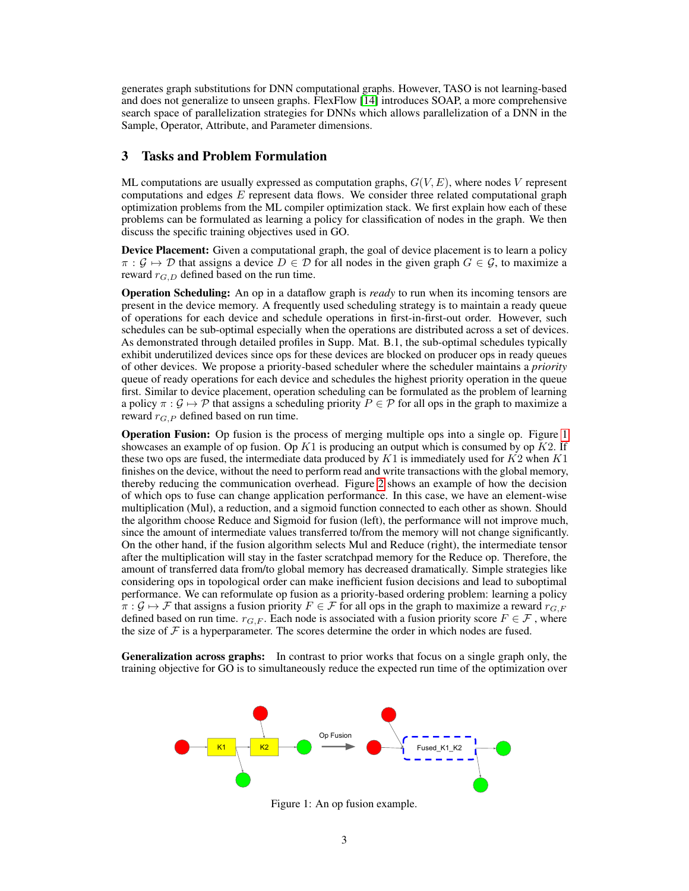generates graph substitutions for DNN computational graphs. However, TASO is not learning-based and does not generalize to unseen graphs. FlexFlow [14] introduces SOAP, a more comprehensive search space of parallelization strategies for DNNs which allows parallelization of a DNN in the Sample, Operator, Attribute, and Parameter dimensions.

## 3 Tasks and Problem Formulation

ML computations are usually expressed as computation graphs, $G(V, E)$, where nodes $V$ represent computations and edges $E$ represent data flows. We consider three related computational graph optimization problems from the ML compiler optimization stack. We first explain how each of these problems can be formulated as learning a policy for classification of nodes in the graph. We then discuss the specific training objectives used in GO.

**Device Placement:** Given a computational graph, the goal of device placement is to learn a policy $\pi : \mathcal{G} \mapsto \mathcal{D}$ that assigns a device $D \in \mathcal{D}$ for all nodes in the given graph $G \in \mathcal{G}$, to maximize a reward $r_{G,D}$ defined based on the run time.

**Operation Scheduling:** An op in a dataflow graph is *ready* to run when its incoming tensors are present in the device memory. A frequently used scheduling strategy is to maintain a ready queue of operations for each device and schedule operations in first-in-first-out order. However, such schedules can be sub-optimal especially when the operations are distributed across a set of devices. As demonstrated through detailed profiles in Supp. Mat. B.1, the sub-optimal schedules typically exhibit underutilized devices since ops for these devices are blocked on producer ops in ready queues of other devices. We propose a priority-based scheduler where the scheduler maintains a *priority* queue of ready operations for each device and schedules the highest priority operation in the queue first. Similar to device placement, operation scheduling can be formulated as the problem of learning a policy $\pi : \mathcal{G} \mapsto \mathcal{P}$ that assigns a scheduling priority $P \in \mathcal{P}$ for all ops in the graph to maximize a reward $r_{G,P}$ defined based on run time.

**Operation Fusion:** Op fusion is the process of merging multiple ops into a single op. Figure 1 showcases an example of op fusion. Op $K1$ is producing an output which is consumed by op $K2$. If these two ops are fused, the intermediate data produced by $K1$ is immediately used for $K2$ when $K1$ finishes on the device, without the need to perform read and write transactions with the global memory, thereby reducing the communication overhead. Figure 2 shows an example of how the decision of which ops to fuse can change application performance. In this case, we have an element-wise multiplication (Mul), a reduction, and a sigmoid function connected to each other as shown. Should the algorithm choose Reduce and Sigmoid for fusion (left), the performance will not improve much, since the amount of intermediate values transferred to/from the memory will not change significantly. On the other hand, if the fusion algorithm selects Mul and Reduce (right), the intermediate tensor after the multiplication will stay in the faster scratchpad memory for the Reduce op. Therefore, the amount of transferred data from/to global memory has decreased dramatically. Simple strategies like considering ops in topological order can make inefficient fusion decisions and lead to suboptimal performance. We can reformulate op fusion as a priority-based ordering problem: learning a policy $\pi : \mathcal{G} \mapsto \mathcal{F}$ that assigns a fusion priority $F \in \mathcal{F}$ for all ops in the graph to maximize a reward $r_{G,F}$ defined based on run time. $r_{G,F}$. Each node is associated with a fusion priority score $F \in \mathcal{F}$, where the size of $\mathcal{F}$ is a hyperparameter. The scores determine the order in which nodes are fused.

**Generalization across graphs:** In contrast to prior works that focus on a single graph only, the training objective for GO is to simultaneously reduce the expected run time of the optimization over

Figure 1: An op fusion example.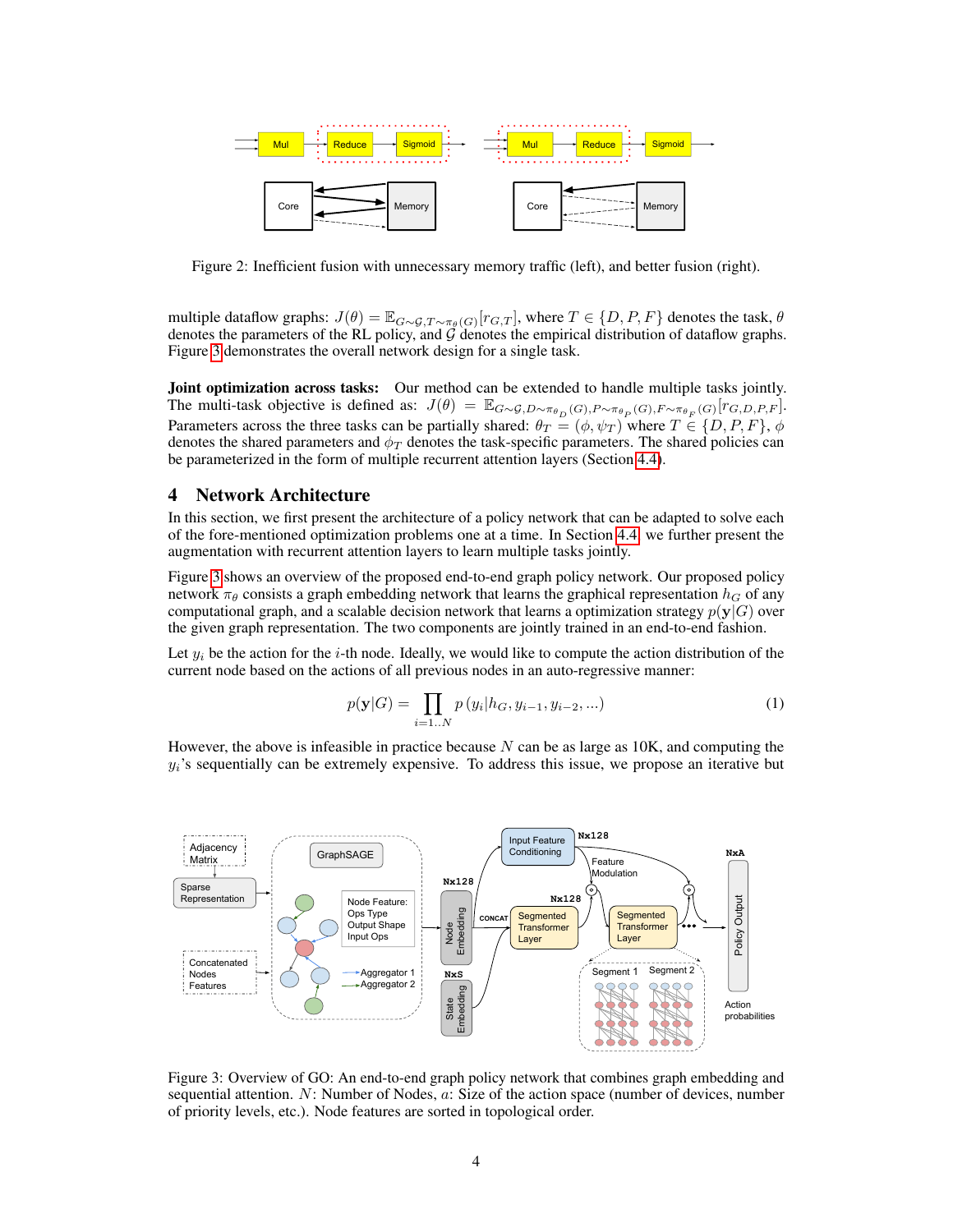Figure 2: Inefficient fusion with unnecessary memory traffic (left), and better fusion (right).

multiple dataflow graphs: $J(\theta) = \mathbb{E}_{G\sim\mathcal{G}, T\sim\pi_\theta(G)}[r_{G,T}]$, where $T \in \{D, P, F\}$ denotes the task, $\theta$ denotes the parameters of the RL policy, and $\mathcal{G}$ denotes the empirical distribution of dataflow graphs. Figure 3 demonstrates the overall network design for a single task.

**Joint optimization across tasks:** Our method can be extended to handle multiple tasks jointly. The multi-task objective is defined as: $J(\theta) = \mathbb{E}_{G\sim\mathcal{G}, D\sim\pi_{\theta_D}(G), P\sim\pi_{\theta_P}(G), F\sim\pi_{\theta_F}(G)}[r_{G,D,P,F}]$. Parameters across the three tasks can be partially shared: $\theta_T = (\phi, \psi_T)$ where $T \in \{D, P, F\}$, $\phi$ denotes the shared parameters and $\phi_T$ denotes the task-specific parameters. The shared policies can be parameterized in the form of multiple recurrent attention layers (Section 4.4).

# 4 Network Architecture

In this section, we first present the architecture of a policy network that can be adapted to solve each of the fore-mentioned optimization problems one at a time. In Section 4.4, we further present the augmentation with recurrent attention layers to learn multiple tasks jointly.

Figure 3 shows an overview of the proposed end-to-end graph policy network. Our proposed policy network $\pi_\theta$ consists a graph embedding network that learns the graphical representation $h_G$ of any computational graph, and a scalable decision network that learns a optimization strategy $p(\mathbf{y}|G)$ over the given graph representation. The two components are jointly trained in an end-to-end fashion.

Let $y_i$ be the action for the $i$-th node. Ideally, we would like to compute the action distribution of the current node based on the actions of all previous nodes in an auto-regressive manner:

$$p(\mathbf{y}|G) = \prod_{i=1..N} p\left(y_i | h_G, y_{i-1}, y_{i-2}, ...\right) \tag{1}$$

However, the above is infeasible in practice because $N$ can be as large as 10K, and computing the $y_i$'s sequentially can be extremely expensive. To address this issue, we propose an iterative but

Figure 3: Overview of GO: An end-to-end graph policy network that combines graph embedding and sequential attention. $N$: Number of Nodes, $a$: Size of the action space (number of devices, number of priority levels, etc.). Node features are sorted in topological order.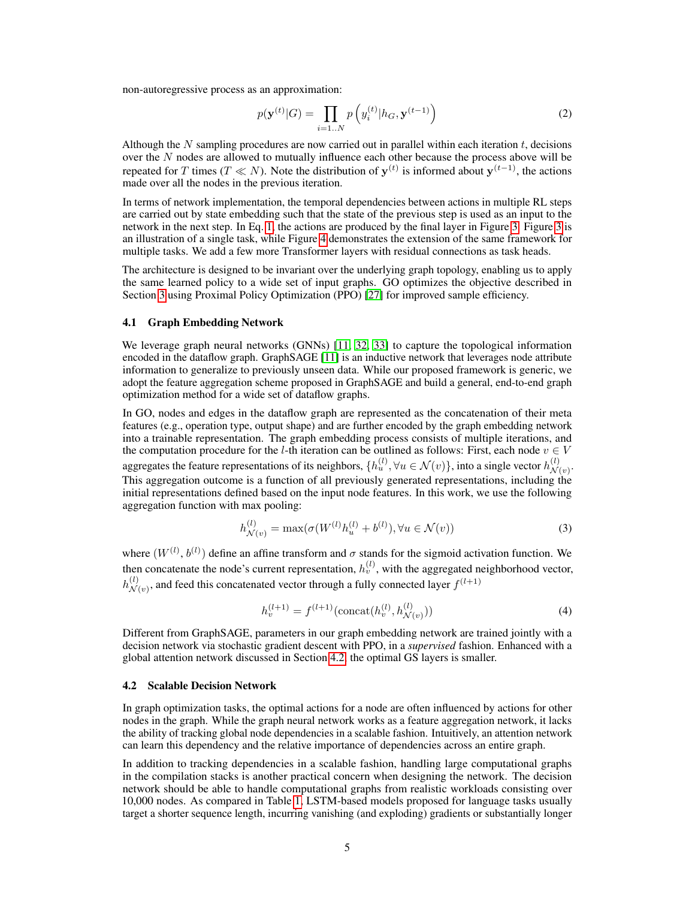non-autoregressive process as an approximation:

$$p(\mathbf{y}^{(t)}|G) = \prod_{i=1..N} p\left(y_i^{(t)}|h_G, \mathbf{y}^{(t-1)}\right) \tag{2}$$

Although the $N$ sampling procedures are now carried out in parallel within each iteration $t$, decisions over the $N$ nodes are allowed to mutually influence each other because the process above will be repeated for $T$ times ($T \ll N$). Note the distribution of $\mathbf{y}^{(t)}$ is informed about $\mathbf{y}^{(t-1)}$, the actions made over all the nodes in the previous iteration.

In terms of network implementation, the temporal dependencies between actions in multiple RL steps are carried out by state embedding such that the state of the previous step is used as an input to the network in the next step. In Eq. 1, the actions are produced by the final layer in Figure 3. Figure 3 is an illustration of a single task, while Figure 4 demonstrates the extension of the same framework for multiple tasks. We add a few more Transformer layers with residual connections as task heads.

The architecture is designed to be invariant over the underlying graph topology, enabling us to apply the same learned policy to a wide set of input graphs. GO optimizes the objective described in Section 3 using Proximal Policy Optimization (PPO) [27] for improved sample efficiency.

### 4.1 Graph Embedding Network

We leverage graph neural networks (GNNs) [11, 32, 33] to capture the topological information encoded in the dataflow graph. GraphSAGE [11] is an inductive network that leverages node attribute information to generalize to previously unseen data. While our proposed framework is generic, we adopt the feature aggregation scheme proposed in GraphSAGE and build a general, end-to-end graph optimization method for a wide set of dataflow graphs.

In GO, nodes and edges in the dataflow graph are represented as the concatenation of their meta features (e.g., operation type, output shape) and are further encoded by the graph embedding network into a trainable representation. The graph embedding process consists of multiple iterations, and the computation procedure for the $l$-th iteration can be outlined as follows: First, each node $v \in V$ aggregates the feature representations of its neighbors, $\{h_u^{(l)}, \forall u \in \mathcal{N}(v)\}$, into a single vector $h_{\mathcal{N}(v)}^{(l)}$. This aggregation outcome is a function of all previously generated representations, including the initial representations defined based on the input node features. In this work, we use the following aggregation function with max pooling:

$$h_{\mathcal{N}(v)}^{(l)} = \max(\sigma(W^{(l)} h_u^{(l)} + b^{(l)}), \forall u \in \mathcal{N}(v)) \tag{3}$$

where $(W^{(l)}, b^{(l)})$ define an affine transform and $\sigma$ stands for the sigmoid activation function. We then concatenate the node's current representation, $h_v^{(l)}$, with the aggregated neighborhood vector, $h_{\mathcal{N}(v)}^{(l)}$, and feed this concatenated vector through a fully connected layer $f^{(l+1)}$

$$h_v^{(l+1)} = f^{(l+1)}(\text{concat}(h_v^{(l)}, h_{\mathcal{N}(v)}^{(l)})) \tag{4}$$

Different from GraphSAGE, parameters in our graph embedding network are trained jointly with a decision network via stochastic gradient descent with PPO, in a *supervised* fashion. Enhanced with a global attention network discussed in Section 4.2, the optimal GS layers is smaller.

### 4.2 Scalable Decision Network

In graph optimization tasks, the optimal actions for a node are often influenced by actions for other nodes in the graph. While the graph neural network works as a feature aggregation network, it lacks the ability of tracking global node dependencies in a scalable fashion. Intuitively, an attention network can learn this dependency and the relative importance of dependencies across an entire graph.

In addition to tracking dependencies in a scalable fashion, handling large computational graphs in the compilation stacks is another practical concern when designing the network. The decision network should be able to handle computational graphs from realistic workloads consisting over 10,000 nodes. As compared in Table 1, LSTM-based models proposed for language tasks usually target a shorter sequence length, incurring vanishing (and exploding) gradients or substantially longer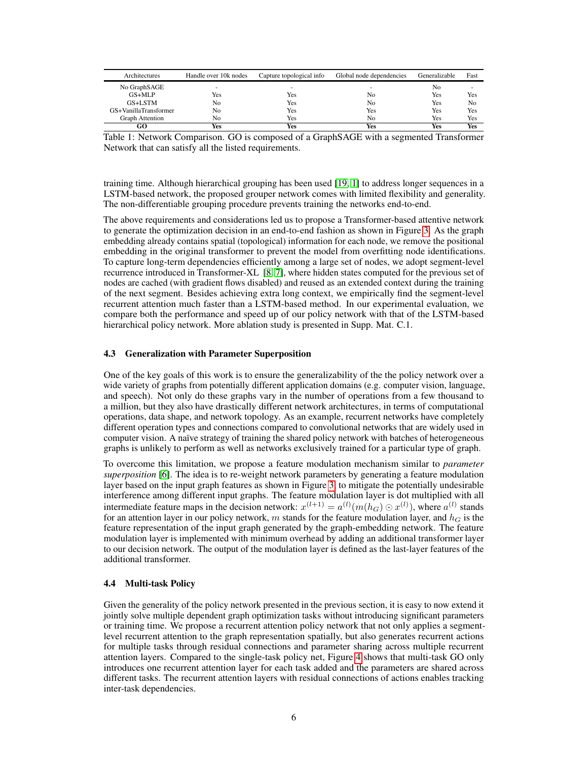| Architectures | Handle over 10k nodes | Capture topological info | Global node dependencies | Generalizable | Fast |
|---|---|---|---|---|---|
| No GraphSAGE | - | - | - | No | - |
| GS+MLP | Yes | Yes | No | Yes | Yes |
| GS+LSTM | No | Yes | No | Yes | No |
| GS+VanillaTransformer | No | Yes | Yes | Yes | Yes |
| Graph Attention | No | Yes | No | Yes | Yes |
| **GO** | **Yes** | **Yes** | **Yes** | **Yes** | **Yes** |

Table 1: Network Comparison. GO is composed of a GraphSAGE with a segmented Transformer Network that can satisfy all the listed requirements.

training time. Although hierarchical grouping has been used [19, 1] to address longer sequences in a LSTM-based network, the proposed grouper network comes with limited flexibility and generality. The non-differentiable grouping procedure prevents training the networks end-to-end.

The above requirements and considerations led us to propose a Transformer-based attentive network to generate the optimization decision in an end-to-end fashion as shown in Figure 3. As the graph embedding already contains spatial (topological) information for each node, we remove the positional embedding in the original transformer to prevent the model from overfitting node identifications. To capture long-term dependencies efficiently among a large set of nodes, we adopt segment-level recurrence introduced in Transformer-XL [8, 7], where hidden states computed for the previous set of nodes are cached (with gradient flows disabled) and reused as an extended context during the training of the next segment. Besides achieving extra long context, we empirically find the segment-level recurrent attention much faster than a LSTM-based method. In our experimental evaluation, we compare both the performance and speed up of our policy network with that of the LSTM-based hierarchical policy network. More ablation study is presented in Supp. Mat. C.1.

### 4.3 Generalization with Parameter Superposition

One of the key goals of this work is to ensure the generalizability of the the policy network over a wide variety of graphs from potentially different application domains (e.g. computer vision, language, and speech). Not only do these graphs vary in the number of operations from a few thousand to a million, but they also have drastically different network architectures, in terms of computational operations, data shape, and network topology. As an example, recurrent networks have completely different operation types and connections compared to convolutional networks that are widely used in computer vision. A naïve strategy of training the shared policy network with batches of heterogeneous graphs is unlikely to perform as well as networks exclusively trained for a particular type of graph.

To overcome this limitation, we propose a feature modulation mechanism similar to *parameter superposition* [6]. The idea is to re-weight network parameters by generating a feature modulation layer based on the input graph features as shown in Figure 3, to mitigate the potentially undesirable interference among different input graphs. The feature modulation layer is dot multiplied with all intermediate feature maps in the decision network: $x^{(l+1)} = a^{(l)}(m(h_G) \odot x^{(l)})$, where $a^{(l)}$ stands for an attention layer in our policy network, $m$ stands for the feature modulation layer, and $h_G$ is the feature representation of the input graph generated by the graph-embedding network. The feature modulation layer is implemented with minimum overhead by adding an additional transformer layer to our decision network. The output of the modulation layer is defined as the last-layer features of the additional transformer.

### 4.4 Multi-task Policy

Given the generality of the policy network presented in the previous section, it is easy to now extend it jointly solve multiple dependent graph optimization tasks without introducing significant parameters or training time. We propose a recurrent attention policy network that not only applies a segment-level recurrent attention to the graph representation spatially, but also generates recurrent actions for multiple tasks through residual connections and parameter sharing across multiple recurrent attention layers. Compared to the single-task policy net, Figure 4 shows that multi-task GO only introduces one recurrent attention layer for each task added and the parameters are shared across different tasks. The recurrent attention layers with residual connections of actions enables tracking inter-task dependencies.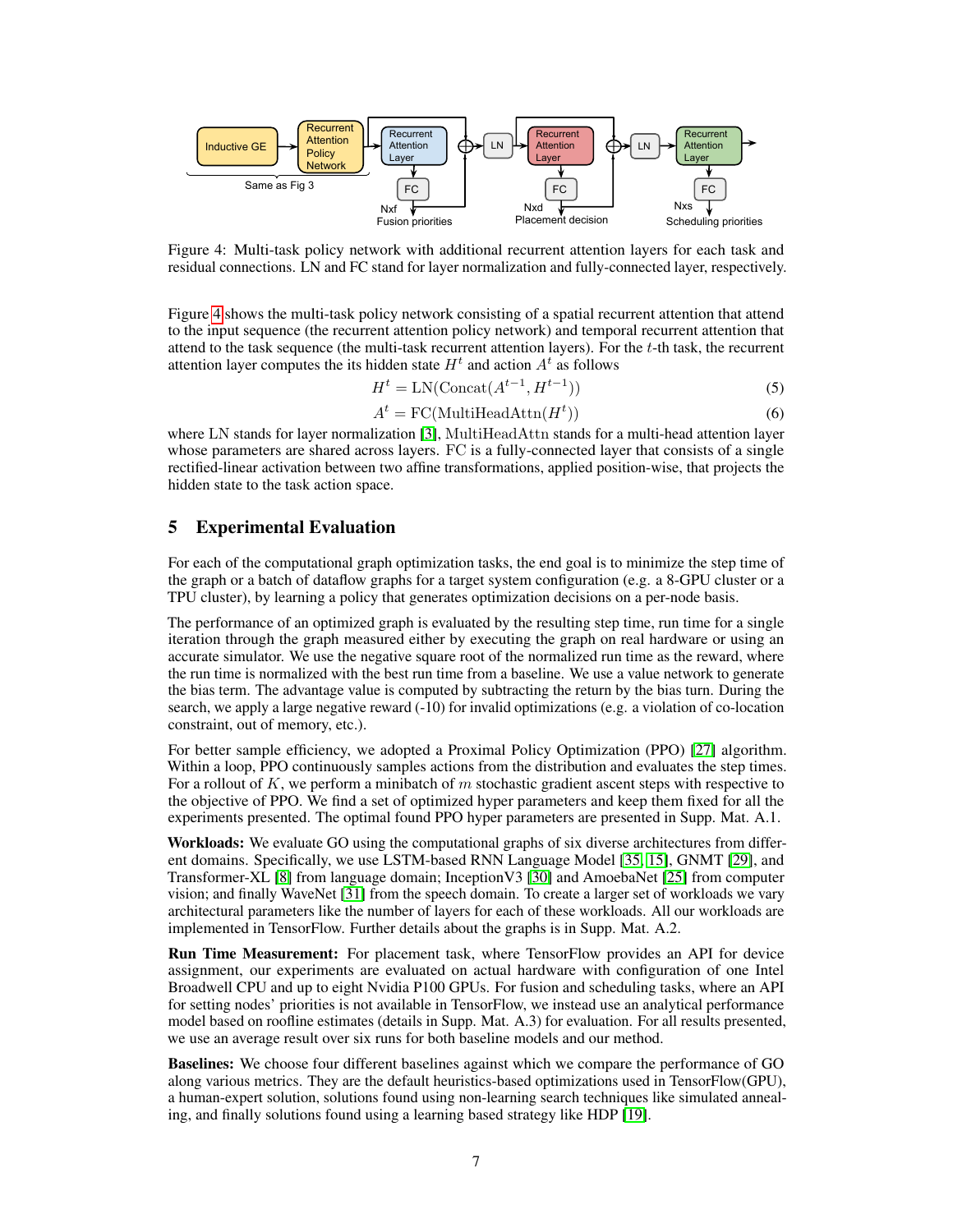Figure 4: Multi-task policy network with additional recurrent attention layers for each task and residual connections. LN and FC stand for layer normalization and fully-connected layer, respectively.

Figure 4 shows the multi-task policy network consisting of a spatial recurrent attention that attend to the input sequence (the recurrent attention policy network) and temporal recurrent attention that attend to the task sequence (the multi-task recurrent attention layers). For the $t$-th task, the recurrent attention layer computes the its hidden state $H^t$ and action $A^t$ as follows

$$H^t = \text{LN}(\text{Concat}(A^{t-1}, H^{t-1})) \tag{5}$$

$$A^t = \text{FC}(\text{MultiHeadAttn}(H^t)) \tag{6}$$

where LN stands for layer normalization [3], MultiHeadAttn stands for a multi-head attention layer whose parameters are shared across layers. FC is a fully-connected layer that consists of a single rectified-linear activation between two affine transformations, applied position-wise, that projects the hidden state to the task action space.

# 5 Experimental Evaluation

For each of the computational graph optimization tasks, the end goal is to minimize the step time of the graph or a batch of dataflow graphs for a target system configuration (e.g. a 8-GPU cluster or a TPU cluster), by learning a policy that generates optimization decisions on a per-node basis.

The performance of an optimized graph is evaluated by the resulting step time, run time for a single iteration through the graph measured either by executing the graph on real hardware or using an accurate simulator. We use the negative square root of the normalized run time as the reward, where the run time is normalized with the best run time from a baseline. We use a value network to generate the bias term. The advantage value is computed by subtracting the return by the bias turn. During the search, we apply a large negative reward (-10) for invalid optimizations (e.g. a violation of co-location constraint, out of memory, etc.).

For better sample efficiency, we adopted a Proximal Policy Optimization (PPO) [27] algorithm. Within a loop, PPO continuously samples actions from the distribution and evaluates the step times. For a rollout of $K$, we perform a minibatch of $m$ stochastic gradient ascent steps with respective to the objective of PPO. We find a set of optimized hyper parameters and keep them fixed for all the experiments presented. The optimal found PPO hyper parameters are presented in Supp. Mat. A.1.

**Workloads:** We evaluate GO using the computational graphs of six diverse architectures from different domains. Specifically, we use LSTM-based RNN Language Model [35, 15], GNMT [29], and Transformer-XL [8] from language domain; InceptionV3 [30] and AmoebaNet [25] from computer vision; and finally WaveNet [31] from the speech domain. To create a larger set of workloads we vary architectural parameters like the number of layers for each of these workloads. All our workloads are implemented in TensorFlow. Further details about the graphs is in Supp. Mat. A.2.

**Run Time Measurement:** For placement task, where TensorFlow provides an API for device assignment, our experiments are evaluated on actual hardware with configuration of one Intel Broadwell CPU and up to eight Nvidia P100 GPUs. For fusion and scheduling tasks, where an API for setting nodes' priorities is not available in TensorFlow, we instead use an analytical performance model based on roofline estimates (details in Supp. Mat. A.3) for evaluation. For all results presented, we use an average result over six runs for both baseline models and our method.

**Baselines:** We choose four different baselines against which we compare the performance of GO along various metrics. They are the default heuristics-based optimizations used in TensorFlow(GPU), a human-expert solution, solutions found using non-learning search techniques like simulated annealing, and finally solutions found using a learning based strategy like HDP [19].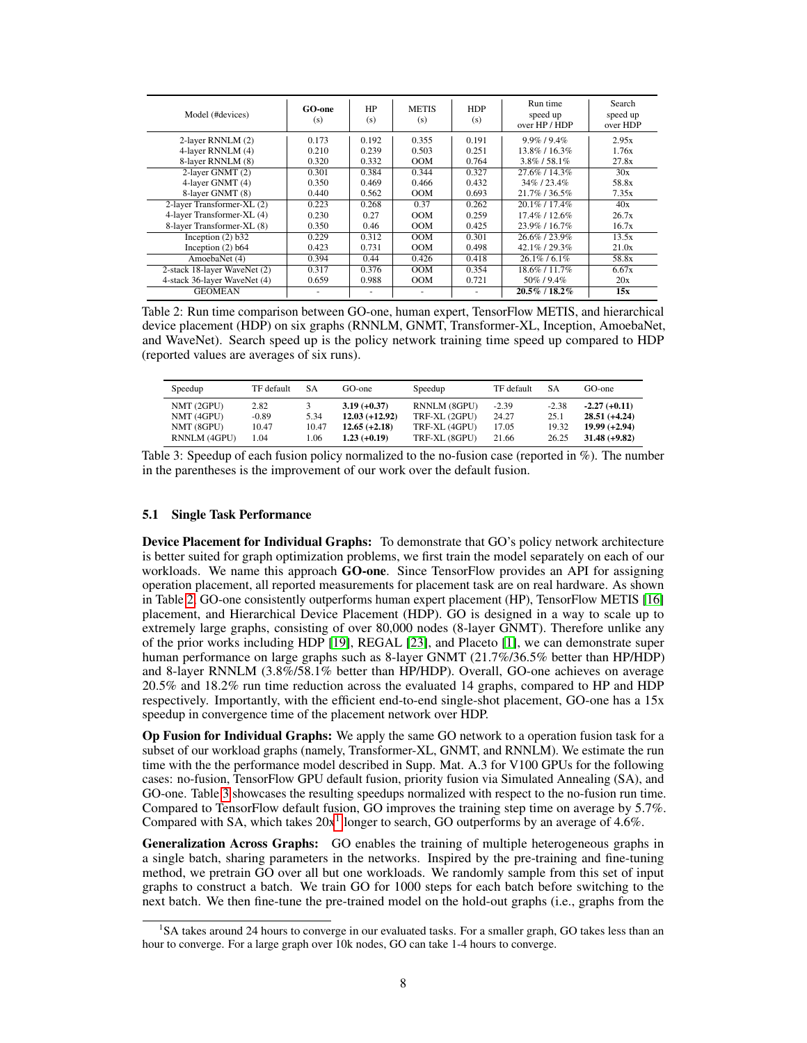| Model (#devices) | **GO-one** (s) | HP (s) | METIS (s) | HDP (s) | Run time speed up over HP / HDP | Search speed up over HDP |
|---|---|---|---|---|---|---|
| 2-layer RNNLM (2) | 0.173 | 0.192 | 0.355 | 0.191 | 9.9% / 9.4% | 2.95x |
| 4-layer RNNLM (4) | 0.210 | 0.239 | 0.503 | 0.251 | 13.8% / 16.3% | 1.76x |
| 8-layer RNNLM (8) | 0.320 | 0.332 | OOM | 0.764 | 3.8% / 58.1% | 27.8x |
| 2-layer GNMT (2) | 0.301 | 0.384 | 0.344 | 0.327 | 27.6% / 14.3% | 30x |
| 4-layer GNMT (4) | 0.350 | 0.469 | 0.466 | 0.432 | 34% / 23.4% | 58.8x |
| 8-layer GNMT (8) | 0.440 | 0.562 | OOM | 0.693 | 21.7% / 36.5% | 7.35x |
| 2-layer Transformer-XL (2) | 0.223 | 0.268 | 0.37 | 0.262 | 20.1% / 17.4% | 40x |
| 4-layer Transformer-XL (4) | 0.230 | 0.27 | OOM | 0.259 | 17.4% / 12.6% | 26.7x |
| 8-layer Transformer-XL (8) | 0.350 | 0.46 | OOM | 0.425 | 23.9% / 16.7% | 16.7x |
| Inception (2) b32 | 0.229 | 0.312 | OOM | 0.301 | 26.6% / 23.9% | 13.5x |
| Inception (2) b64 | 0.423 | 0.731 | OOM | 0.498 | 42.1% / 29.3% | 21.0x |
| AmoebaNet (4) | 0.394 | 0.44 | 0.426 | 0.418 | 26.1% / 6.1% | 58.8x |
| 2-stack 18-layer WaveNet (2) | 0.317 | 0.376 | OOM | 0.354 | 18.6% / 11.7% | 6.67x |
| 4-stack 36-layer WaveNet (4) | 0.659 | 0.988 | OOM | 0.721 | 50% / 9.4% | 20x |
| GEOMEAN | - | - | - | - | **20.5% / 18.2%** | **15x** |

Table 2: Run time comparison between GO-one, human expert, TensorFlow METIS, and hierarchical device placement (HDP) on six graphs (RNNLM, GNMT, Transformer-XL, Inception, AmoebaNet, and WaveNet). Search speed up is the policy network training time speed up compared to HDP (reported values are averages of six runs).

| Speedup | TF default | SA | GO-one | Speedup | TF default | SA | GO-one |
|---|---|---|---|---|---|---|---|
| NMT (2GPU) | 2.82 | 3 | **3.19 (+0.37)** | RNNLM (8GPU) | -2.39 | -2.38 | **-2.27 (+0.11)** |
| NMT (4GPU) | -0.89 | 5.34 | **12.03 (+12.92)** | TRF-XL (2GPU) | 24.27 | 25.1 | **28.51 (+4.24)** |
| NMT (8GPU) | 10.47 | 10.47 | **12.65 (+2.18)** | TRF-XL (4GPU) | 17.05 | 19.32 | **19.99 (+2.94)** |
| RNNLM (4GPU) | 1.04 | 1.06 | **1.23 (+0.19)** | TRF-XL (8GPU) | 21.66 | 26.25 | **31.48 (+9.82)** |

Table 3: Speedup of each fusion policy normalized to the no-fusion case (reported in %). The number in the parentheses is the improvement of our work over the default fusion.

### 5.1 Single Task Performance

**Device Placement for Individual Graphs:** To demonstrate that GO's policy network architecture is better suited for graph optimization problems, we first train the model separately on each of our workloads. We name this approach **GO-one**. Since TensorFlow provides an API for assigning operation placement, all reported measurements for placement task are on real hardware. As shown in Table 2, GO-one consistently outperforms human expert placement (HP), TensorFlow METIS [16] placement, and Hierarchical Device Placement (HDP). GO is designed in a way to scale up to extremely large graphs, consisting of over 80,000 nodes (8-layer GNMT). Therefore unlike any of the prior works including HDP [19], REGAL [23], and Placeto [1], we can demonstrate super human performance on large graphs such as 8-layer GNMT (21.7%/36.5% better than HP/HDP) and 8-layer RNNLM (3.8%/58.1% better than HP/HDP). Overall, GO-one achieves on average 20.5% and 18.2% run time reduction across the evaluated 14 graphs, compared to HP and HDP respectively. Importantly, with the efficient end-to-end single-shot placement, GO-one has a 15x speedup in convergence time of the placement network over HDP.

**Op Fusion for Individual Graphs:** We apply the same GO network to a operation fusion task for a subset of our workload graphs (namely, Transformer-XL, GNMT, and RNNLM). We estimate the run time with the the performance model described in Supp. Mat. A.3 for V100 GPUs for the following cases: no-fusion, TensorFlow GPU default fusion, priority fusion via Simulated Annealing (SA), and GO-one. Table 3 showcases the resulting speedups normalized with respect to the no-fusion run time. Compared to TensorFlow default fusion, GO improves the training step time on average by 5.7%. Compared with SA, which takes 20x[1] longer to search, GO outperforms by an average of 4.6%.

**Generalization Across Graphs:** GO enables the training of multiple heterogeneous graphs in a single batch, sharing parameters in the networks. Inspired by the pre-training and fine-tuning method, we pretrain GO over all but one workloads. We randomly sample from this set of input graphs to construct a batch. We train GO for 1000 steps for each batch before switching to the next batch. We then fine-tune the pre-trained model on the hold-out graphs (i.e., graphs from the

[1] SA takes around 24 hours to converge in our evaluated tasks. For a smaller graph, GO takes less than an hour to converge. For a large graph over 10k nodes, GO can take 1-4 hours to converge.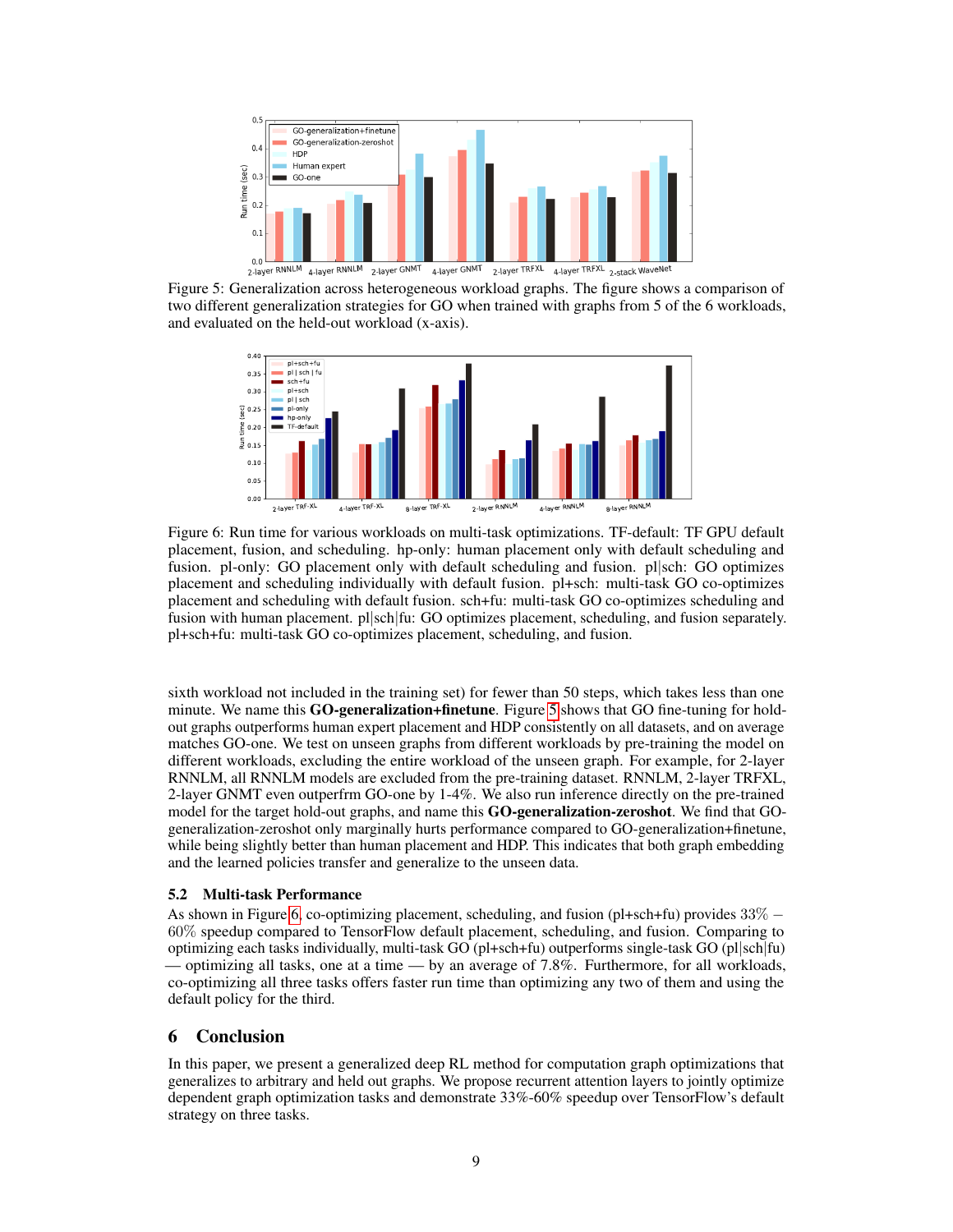Figure 5: Generalization across heterogeneous workload graphs. The figure shows a comparison of two different generalization strategies for GO when trained with graphs from 5 of the 6 workloads, and evaluated on the held-out workload (x-axis).

Figure 6: Run time for various workloads on multi-task optimizations. TF-default: TF GPU default placement, fusion, and scheduling. hp-only: human placement only with default scheduling and fusion. pl-only: GO placement only with default scheduling and fusion. pl|sch: GO optimizes placement and scheduling individually with default fusion. pl+sch: multi-task GO co-optimizes placement and scheduling with default fusion. sch+fu: multi-task GO co-optimizes scheduling and fusion with human placement. pl|sch|fu: GO optimizes placement, scheduling, and fusion separately. pl+sch+fu: multi-task GO co-optimizes placement, scheduling, and fusion.

sixth workload not included in the training set) for fewer than 50 steps, which takes less than one minute. We name this **GO-generalization+finetune**. Figure 5 shows that GO fine-tuning for hold-out graphs outperforms human expert placement and HDP consistently on all datasets, and on average matches GO-one. We test on unseen graphs from different workloads by pre-training the model on different workloads, excluding the entire workload of the unseen graph. For example, for 2-layer RNNLM, all RNNLM models are excluded from the pre-training dataset. RNNLM, 2-layer TRFXL, 2-layer GNMT even outperfrm GO-one by 1-4%. We also run inference directly on the pre-trained model for the target hold-out graphs, and name this **GO-generalization-zeroshot**. We find that GO-generalization-zeroshot only marginally hurts performance compared to GO-generalization+finetune, while being slightly better than human placement and HDP. This indicates that both graph embedding and the learned policies transfer and generalize to the unseen data.

### 5.2 Multi-task Performance

As shown in Figure 6, co-optimizing placement, scheduling, and fusion (pl+sch+fu) provides $33\% - 60\%$ speedup compared to TensorFlow default placement, scheduling, and fusion. Comparing to optimizing each tasks individually, multi-task GO (pl+sch+fu) outperforms single-task GO (pl|sch|fu) — optimizing all tasks, one at a time — by an average of $7.8\%$. Furthermore, for all workloads, co-optimizing all three tasks offers faster run time than optimizing any two of them and using the default policy for the third.

## 6 Conclusion

In this paper, we present a generalized deep RL method for computation graph optimizations that generalizes to arbitrary and held out graphs. We propose recurrent attention layers to jointly optimize dependent graph optimization tasks and demonstrate 33%-60% speedup over TensorFlow's default strategy on three tasks.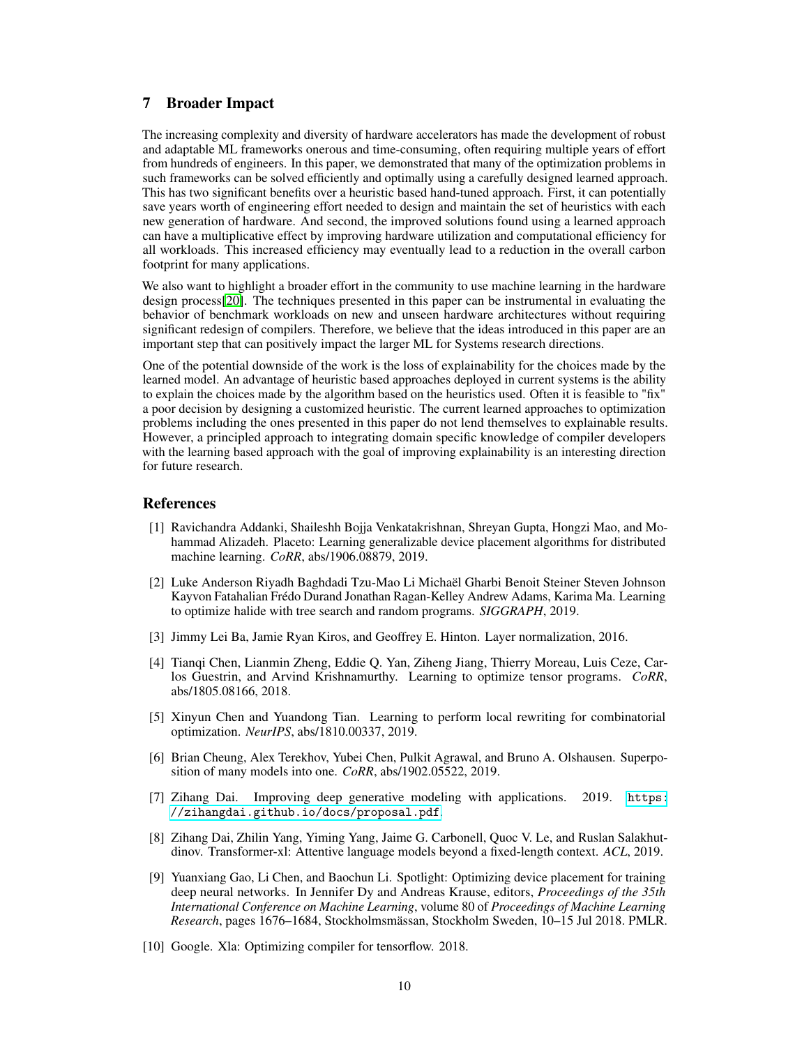## 7 Broader Impact

The increasing complexity and diversity of hardware accelerators has made the development of robust and adaptable ML frameworks onerous and time-consuming, often requiring multiple years of effort from hundreds of engineers. In this paper, we demonstrated that many of the optimization problems in such frameworks can be solved efficiently and optimally using a carefully designed learned approach. This has two significant benefits over a heuristic based hand-tuned approach. First, it can potentially save years worth of engineering effort needed to design and maintain the set of heuristics with each new generation of hardware. And second, the improved solutions found using a learned approach can have a multiplicative effect by improving hardware utilization and computational efficiency for all workloads. This increased efficiency may eventually lead to a reduction in the overall carbon footprint for many applications.

We also want to highlight a broader effort in the community to use machine learning in the hardware design process[20]. The techniques presented in this paper can be instrumental in evaluating the behavior of benchmark workloads on new and unseen hardware architectures without requiring significant redesign of compilers. Therefore, we believe that the ideas introduced in this paper are an important step that can positively impact the larger ML for Systems research directions.

One of the potential downside of the work is the loss of explainability for the choices made by the learned model. An advantage of heuristic based approaches deployed in current systems is the ability to explain the choices made by the algorithm based on the heuristics used. Often it is feasible to "fix" a poor decision by designing a customized heuristic. The current learned approaches to optimization problems including the ones presented in this paper do not lend themselves to explainable results. However, a principled approach to integrating domain specific knowledge of compiler developers with the learning based approach with the goal of improving explainability is an interesting direction for future research.

## References

[1] Ravichandra Addanki, Shaileshh Bojja Venkatakrishnan, Shreyan Gupta, Hongzi Mao, and Mohammad Alizadeh. Placeto: Learning generalizable device placement algorithms for distributed machine learning. *CoRR*, abs/1906.08879, 2019.

[2] Luke Anderson Riyadh Baghdadi Tzu-Mao Li Michaël Gharbi Benoit Steiner Steven Johnson Kayvon Fatahalian Frédo Durand Jonathan Ragan-Kelley Andrew Adams, Karima Ma. Learning to optimize halide with tree search and random programs. *SIGGRAPH*, 2019.

[3] Jimmy Lei Ba, Jamie Ryan Kiros, and Geoffrey E. Hinton. Layer normalization, 2016.

[4] Tianqi Chen, Lianmin Zheng, Eddie Q. Yan, Ziheng Jiang, Thierry Moreau, Luis Ceze, Carlos Guestrin, and Arvind Krishnamurthy. Learning to optimize tensor programs. *CoRR*, abs/1805.08166, 2018.

[5] Xinyun Chen and Yuandong Tian. Learning to perform local rewriting for combinatorial optimization. *NeurIPS*, abs/1810.00337, 2019.

[6] Brian Cheung, Alex Terekhov, Yubei Chen, Pulkit Agrawal, and Bruno A. Olshausen. Superposition of many models into one. *CoRR*, abs/1902.05522, 2019.

[7] Zihang Dai. Improving deep generative modeling with applications. 2019. https://zihangdai.github.io/docs/proposal.pdf.

[8] Zihang Dai, Zhilin Yang, Yiming Yang, Jaime G. Carbonell, Quoc V. Le, and Ruslan Salakhutdinov. Transformer-xl: Attentive language models beyond a fixed-length context. *ACL*, 2019.

[9] Yuanxiang Gao, Li Chen, and Baochun Li. Spotlight: Optimizing device placement for training deep neural networks. In Jennifer Dy and Andreas Krause, editors, *Proceedings of the 35th International Conference on Machine Learning*, volume 80 of *Proceedings of Machine Learning Research*, pages 1676–1684, Stockholmsmässan, Stockholm Sweden, 10–15 Jul 2018. PMLR.

[10] Google. Xla: Optimizing compiler for tensorflow. 2018.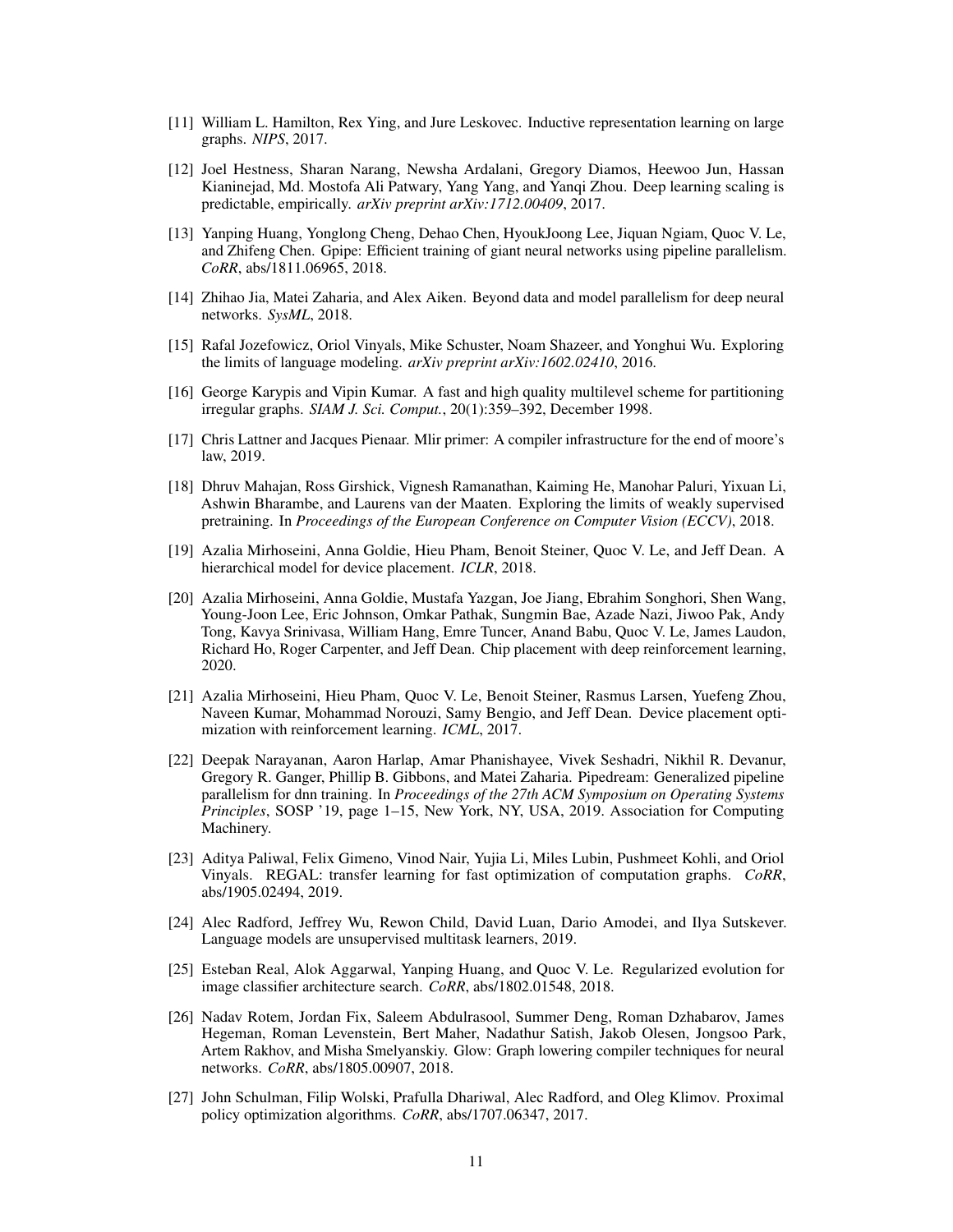[11] William L. Hamilton, Rex Ying, and Jure Leskovec. Inductive representation learning on large graphs. *NIPS*, 2017.

[12] Joel Hestness, Sharan Narang, Newsha Ardalani, Gregory Diamos, Heewoo Jun, Hassan Kianinejad, Md. Mostofa Ali Patwary, Yang Yang, and Yanqi Zhou. Deep learning scaling is predictable, empirically. *arXiv preprint arXiv:1712.00409*, 2017.

[13] Yanping Huang, Yonglong Cheng, Dehao Chen, HyoukJoong Lee, Jiquan Ngiam, Quoc V. Le, and Zhifeng Chen. Gpipe: Efficient training of giant neural networks using pipeline parallelism. *CoRR*, abs/1811.06965, 2018.

[14] Zhihao Jia, Matei Zaharia, and Alex Aiken. Beyond data and model parallelism for deep neural networks. *SysML*, 2018.

[15] Rafal Jozefowicz, Oriol Vinyals, Mike Schuster, Noam Shazeer, and Yonghui Wu. Exploring the limits of language modeling. *arXiv preprint arXiv:1602.02410*, 2016.

[16] George Karypis and Vipin Kumar. A fast and high quality multilevel scheme for partitioning irregular graphs. *SIAM J. Sci. Comput.*, 20(1):359–392, December 1998.

[17] Chris Lattner and Jacques Pienaar. Mlir primer: A compiler infrastructure for the end of moore's law, 2019.

[18] Dhruv Mahajan, Ross Girshick, Vignesh Ramanathan, Kaiming He, Manohar Paluri, Yixuan Li, Ashwin Bharambe, and Laurens van der Maaten. Exploring the limits of weakly supervised pretraining. In *Proceedings of the European Conference on Computer Vision (ECCV)*, 2018.

[19] Azalia Mirhoseini, Anna Goldie, Hieu Pham, Benoit Steiner, Quoc V. Le, and Jeff Dean. A hierarchical model for device placement. *ICLR*, 2018.

[20] Azalia Mirhoseini, Anna Goldie, Mustafa Yazgan, Joe Jiang, Ebrahim Songhori, Shen Wang, Young-Joon Lee, Eric Johnson, Omkar Pathak, Sungmin Bae, Azade Nazi, Jiwoo Pak, Andy Tong, Kavya Srinivasa, William Hang, Emre Tuncer, Anand Babu, Quoc V. Le, James Laudon, Richard Ho, Roger Carpenter, and Jeff Dean. Chip placement with deep reinforcement learning, 2020.

[21] Azalia Mirhoseini, Hieu Pham, Quoc V. Le, Benoit Steiner, Rasmus Larsen, Yuefeng Zhou, Naveen Kumar, Mohammad Norouzi, Samy Bengio, and Jeff Dean. Device placement optimization with reinforcement learning. *ICML*, 2017.

[22] Deepak Narayanan, Aaron Harlap, Amar Phanishayee, Vivek Seshadri, Nikhil R. Devanur, Gregory R. Ganger, Phillip B. Gibbons, and Matei Zaharia. Pipedream: Generalized pipeline parallelism for dnn training. In *Proceedings of the 27th ACM Symposium on Operating Systems Principles*, SOSP '19, page 1–15, New York, NY, USA, 2019. Association for Computing Machinery.

[23] Aditya Paliwal, Felix Gimeno, Vinod Nair, Yujia Li, Miles Lubin, Pushmeet Kohli, and Oriol Vinyals. REGAL: transfer learning for fast optimization of computation graphs. *CoRR*, abs/1905.02494, 2019.

[24] Alec Radford, Jeffrey Wu, Rewon Child, David Luan, Dario Amodei, and Ilya Sutskever. Language models are unsupervised multitask learners, 2019.

[25] Esteban Real, Alok Aggarwal, Yanping Huang, and Quoc V. Le. Regularized evolution for image classifier architecture search. *CoRR*, abs/1802.01548, 2018.

[26] Nadav Rotem, Jordan Fix, Saleem Abdulrasool, Summer Deng, Roman Dzhabarov, James Hegeman, Roman Levenstein, Bert Maher, Nadathur Satish, Jakob Olesen, Jongsoo Park, Artem Rakhov, and Misha Smelyanskiy. Glow: Graph lowering compiler techniques for neural networks. *CoRR*, abs/1805.00907, 2018.

[27] John Schulman, Filip Wolski, Prafulla Dhariwal, Alec Radford, and Oleg Klimov. Proximal policy optimization algorithms. *CoRR*, abs/1707.06347, 2017.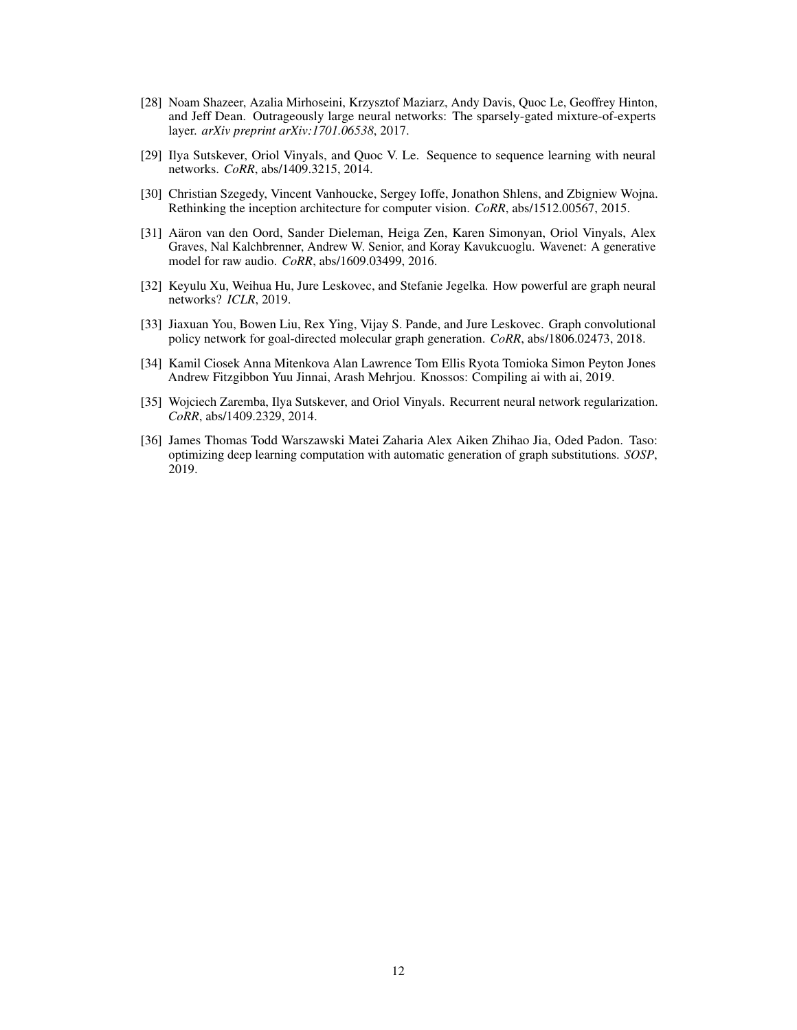[28] Noam Shazeer, Azalia Mirhoseini, Krzysztof Maziarz, Andy Davis, Quoc Le, Geoffrey Hinton, and Jeff Dean. Outrageously large neural networks: The sparsely-gated mixture-of-experts layer. *arXiv preprint arXiv:1701.06538*, 2017.

[29] Ilya Sutskever, Oriol Vinyals, and Quoc V. Le. Sequence to sequence learning with neural networks. *CoRR*, abs/1409.3215, 2014.

[30] Christian Szegedy, Vincent Vanhoucke, Sergey Ioffe, Jonathon Shlens, and Zbigniew Wojna. Rethinking the inception architecture for computer vision. *CoRR*, abs/1512.00567, 2015.

[31] Aäron van den Oord, Sander Dieleman, Heiga Zen, Karen Simonyan, Oriol Vinyals, Alex Graves, Nal Kalchbrenner, Andrew W. Senior, and Koray Kavukcuoglu. Wavenet: A generative model for raw audio. *CoRR*, abs/1609.03499, 2016.

[32] Keyulu Xu, Weihua Hu, Jure Leskovec, and Stefanie Jegelka. How powerful are graph neural networks? *ICLR*, 2019.

[33] Jiaxuan You, Bowen Liu, Rex Ying, Vijay S. Pande, and Jure Leskovec. Graph convolutional policy network for goal-directed molecular graph generation. *CoRR*, abs/1806.02473, 2018.

[34] Kamil Ciosek Anna Mitenkova Alan Lawrence Tom Ellis Ryota Tomioka Simon Peyton Jones Andrew Fitzgibbon Yuu Jinnai, Arash Mehrjou. Knossos: Compiling ai with ai, 2019.

[35] Wojciech Zaremba, Ilya Sutskever, and Oriol Vinyals. Recurrent neural network regularization. *CoRR*, abs/1409.2329, 2014.

[36] James Thomas Todd Warszawski Matei Zaharia Alex Aiken Zhihao Jia, Oded Padon. Taso: optimizing deep learning computation with automatic generation of graph substitutions. *SOSP*, 2019.